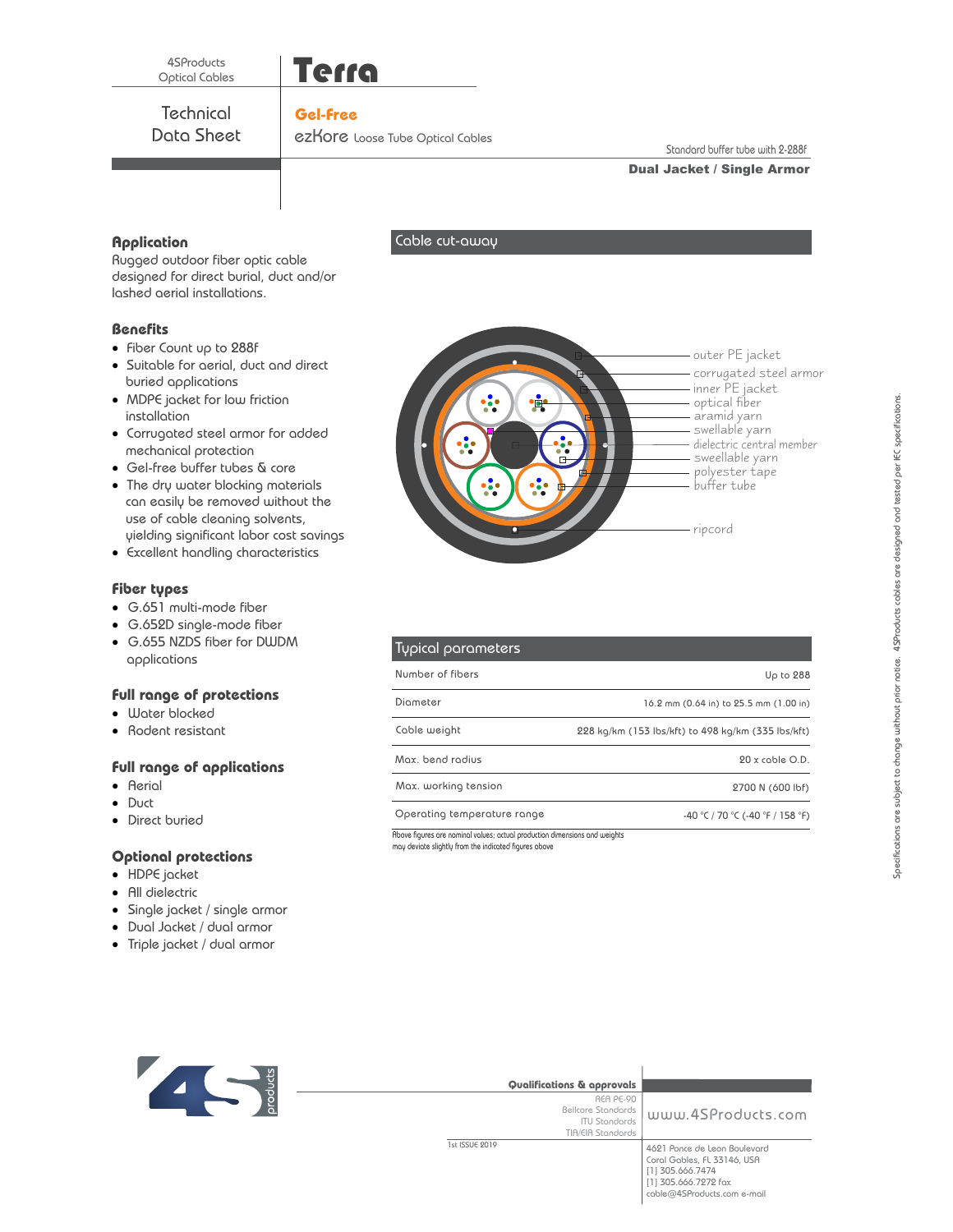4SProducts Optical Cables

# Terra

## Technical Data Sheet

**Gel-Free**

ezKore Loose Tube Optical Cables

Standard buffer tube with 2-288f

**Dual Jacket / Single Armor**

## Application

Rugged outdoor fiber optic cable designed for direct burial, duct and/or lashed aerial installations.

## Benefits

- Fiber Count up to 288f
- Suitable for aerial, duct and direct buried applications
- MDPE jacket for low friction installation
- Corrugated steel armor for added mechanical protection
- Gel-free buffer tubes & core
- The dry water blocking materials can easily be removed without the use of cable cleaning solvents, yielding significant labor cost savings
- Excellent handling characteristics

## Fiber types

- G.651 multi-mode fiber
- G.652D single-mode fiber
- G.655 NZDS fiber for DWDM applications

## Full range of protections

- Water blocked
- Rodent resistant

## Full range of applications

- Aerial
- Duct
- Direct buried

## Optional protections

- HDPE jacket
- All dielectric
- Single jacket / single armor
- Dual Jacket / dual armor
- Triple jacket / dual armor

## Cable cut-away

outer PE jacket
corrugated steel armor
inner PE jacket
optical fiber
aramid yarn
swellable yarn
dielectric central member
sweellable yarn
polyester tape
buffer tube
ripcord

## Typical parameters

| Parameter | Value |
|---|---|
| Number of fibers | Up to 288 |
| Diameter | 16.2 mm (0.64 in) to 25.5 mm (1.00 in) |
| Cable weight | 228 kg/km (153 lbs/kft) to 498 kg/km (335 lbs/kft) |
| Max. bend radius | 20 x cable O.D. |
| Max. working tension | 2700 N (600 lbf) |
| Operating temperature range | -40 °C / 70 °C (-40 °F / 158 °F) |

Above figures are nominal values; actual production dimensions and weights may deviate slightly from the indicated figures above

Specifications are subject to change without prior notice. 4SProducts cables are designed and tested per IEC specifications.

**Qualifications & approvals**

REA PE-90
Bellcore Standards
ITU Standards
TIA/EIA Standards

1st ISSUE 2019

www.4SProducts.com

4621 Ponce de Leon Boulevard
Coral Gables, FL 33146, USA
[1] 305.666.7474
[1] 305.666.7272 fax
cable@4SProducts.com e-mail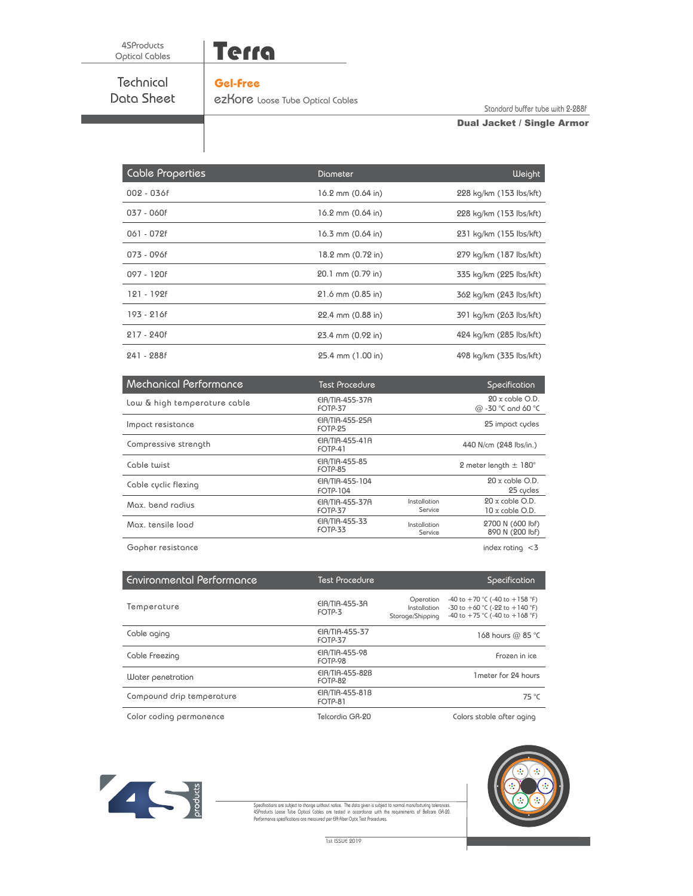4SProducts Optical Cables

# Terra

## Technical Data Sheet

**Gel-Free**

ezKore Loose Tube Optical Cables

Standard buffer tube with 2-288f

**Dual Jacket / Single Armor**

| Cable Properties | Diameter | Weight |
|---|---|---|
| 002 - 036f | 16.2 mm (0.64 in) | 228 kg/km (153 lbs/kft) |
| 037 - 060f | 16.2 mm (0.64 in) | 228 kg/km (153 lbs/kft) |
| 061 - 072f | 16.3 mm (0.64 in) | 231 kg/km (155 lbs/kft) |
| 073 - 096f | 18.2 mm (0.72 in) | 279 kg/km (187 lbs/kft) |
| 097 - 120f | 20.1 mm (0.79 in) | 335 kg/km (225 lbs/kft) |
| 121 - 192f | 21.6 mm (0.85 in) | 362 kg/km (243 lbs/kft) |
| 193 - 216f | 22.4 mm (0.88 in) | 391 kg/km (263 lbs/kft) |
| 217 - 240f | 23.4 mm (0.92 in) | 424 kg/km (285 lbs/kft) |
| 241 - 288f | 25.4 mm (1.00 in) | 498 kg/km (335 lbs/kft) |

| Mechanical Performance | Test Procedure | | Specification |
|---|---|---|---|
| Low & high temperature cable | EIA/TIA-455-37A FOTP-37 | | 20 x cable O.D. @ -30 °C and 60 °C |
| Impact resistance | EIA/TIA-455-25A FOTP-25 | | 25 impact cycles |
| Compressive strength | EIA/TIA-455-41A FOTP-41 | | 440 N/cm (248 lbs/in.) |
| Cable twist | EIA/TIA-455-85 FOTP-85 | | 2 meter length ± 180° |
| Cable cyclic flexing | EIA/TIA-455-104 FOTP-104 | | 20 x cable O.D. 25 cycles |
| Max. bend radius | EIA/TIA-455-37A FOTP-37 | Installation<br>Service | 20 x cable O.D.<br>10 x cable O.D. |
| Max. tensile load | EIA/TIA-455-33 FOTP-33 | Installation<br>Service | 2700 N (600 lbf)<br>890 N (200 lbf) |
| Gopher resistance | | | index rating <3 |

| Environmental Performance | Test Procedure | | Specification |
|---|---|---|---|
| Temperature | EIA/TIA-455-3A FOTP-3 | Operation<br>Installation<br>Storage/Shipping | -40 to +70 °C (-40 to +158 °F)<br>-30 to +60 °C (-22 to +140 °F)<br>-40 to +75 °C (-40 to +168 °F) |
| Cable aging | EIA/TIA-455-37 FOTP-37 | | 168 hours @ 85 °C |
| Cable Freezing | EIA/TIA-455-98 FOTP-98 | | Frozen in ice |
| Water penetration | EIA/TIA-455-82B FOTP-82 | | 1meter for 24 hours |
| Compound drip temperature | EIA/TIA-455-81B FOTP-81 | | 75 °C |
| Color coding permanence | Telcordia GR-20 | | Colors stable after aging |

Specifications are subject to change without notice. The data given is subject to normal manufacturing tolerances.
4SProducts Loose Tube Optical Cables are tested in accordance with the requirements of Bellcore GR-20.
Performance specifications are measured per EIA Fiber Optic Test Procedures.

1st ISSUE 2019